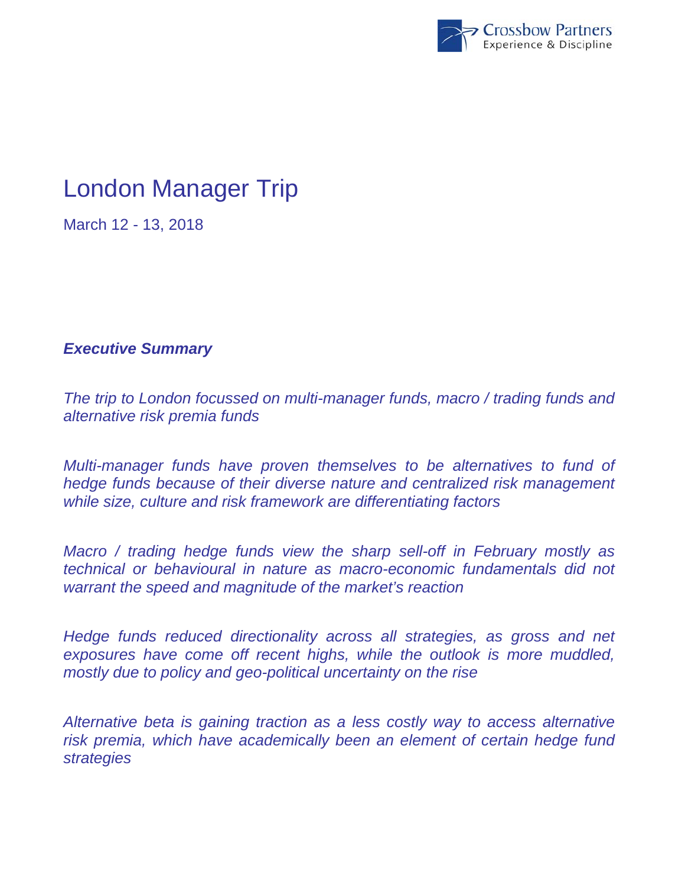Crossbow Partners
Experience & Discipline

# London Manager Trip

March 12 - 13, 2018

***Executive Summary***

*The trip to London focussed on multi-manager funds, macro / trading funds and alternative risk premia funds*

*Multi-manager funds have proven themselves to be alternatives to fund of hedge funds because of their diverse nature and centralized risk management while size, culture and risk framework are differentiating factors*

*Macro / trading hedge funds view the sharp sell-off in February mostly as technical or behavioural in nature as macro-economic fundamentals did not warrant the speed and magnitude of the market's reaction*

*Hedge funds reduced directionality across all strategies, as gross and net exposures have come off recent highs, while the outlook is more muddled, mostly due to policy and geo-political uncertainty on the rise*

*Alternative beta is gaining traction as a less costly way to access alternative risk premia, which have academically been an element of certain hedge fund strategies*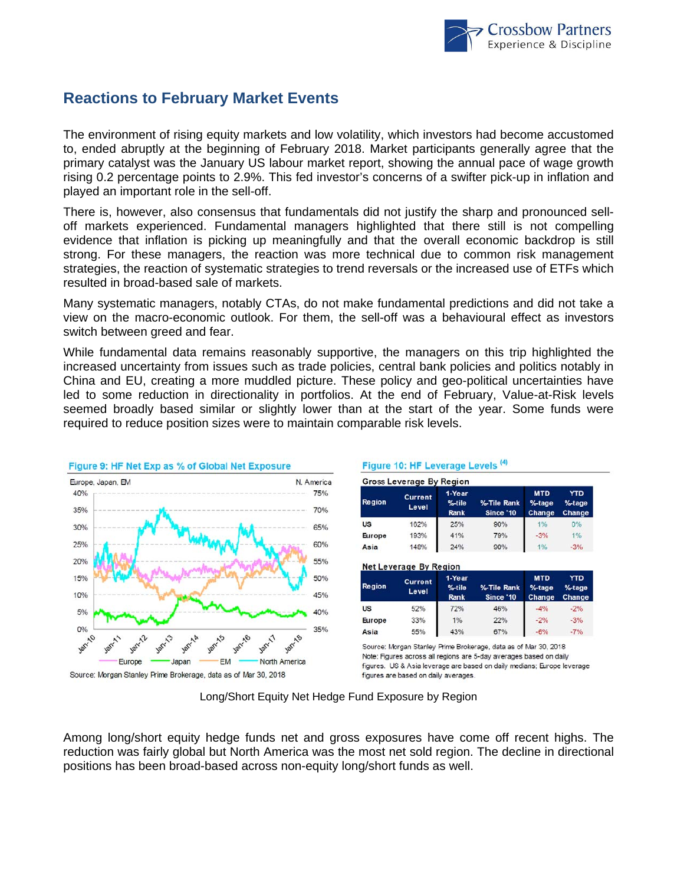## Reactions to February Market Events

The environment of rising equity markets and low volatility, which investors had become accustomed to, ended abruptly at the beginning of February 2018. Market participants generally agree that the primary catalyst was the January US labour market report, showing the annual pace of wage growth rising 0.2 percentage points to 2.9%. This fed investor's concerns of a swifter pick-up in inflation and played an important role in the sell-off.

There is, however, also consensus that fundamentals did not justify the sharp and pronounced sell-off markets experienced. Fundamental managers highlighted that there still is not compelling evidence that inflation is picking up meaningfully and that the overall economic backdrop is still strong. For these managers, the reaction was more technical due to common risk management strategies, the reaction of systematic strategies to trend reversals or the increased use of ETFs which resulted in broad-based sale of markets.

Many systematic managers, notably CTAs, do not make fundamental predictions and did not take a view on the macro-economic outlook. For them, the sell-off was a behavioural effect as investors switch between greed and fear.

While fundamental data remains reasonably supportive, the managers on this trip highlighted the increased uncertainty from issues such as trade policies, central bank policies and politics notably in China and EU, creating a more muddled picture. These policy and geo-political uncertainties have led to some reduction in directionality in portfolios. At the end of February, Value-at-Risk levels seemed broadly based similar or slightly lower than at the start of the year. Some funds were required to reduce position sizes were to maintain comparable risk levels.

**Figure 9: HF Net Exp as % of Global Net Exposure**

Source: Morgan Stanley Prime Brokerage, data as of Mar 30, 2018

**Figure 10: HF Leverage Levels** (4)

Gross Leverage By Region

| Region | Current Level | 1-Year %-tile Rank | %-Tile Rank Since '10 | MTD %-tage Change | YTD %-tage Change |
|---|---|---|---|---|---|
| US | 162% | 25% | 90% | 1% | 0% |
| Europe | 193% | 41% | 79% | -3% | 1% |
| Asia | 148% | 24% | 90% | 1% | -3% |

Net Leverage By Region

| Region | Current Level | 1-Year %-tile Rank | %-Tile Rank Since '10 | MTD %-tage Change | YTD %-tage Change |
|---|---|---|---|---|---|
| US | 52% | 72% | 46% | -4% | -2% |
| Europe | 33% | 1% | 22% | -2% | -3% |
| Asia | 55% | 43% | 67% | -6% | -7% |

Source: Morgan Stanley Prime Brokerage, data as of Mar 30, 2018
Note: Figures across all regions are 5-day averages based on daily figures. US & Asia leverage are based on daily medians; Europe leverage figures are based on daily averages.

Long/Short Equity Net Hedge Fund Exposure by Region

Among long/short equity hedge funds net and gross exposures have come off recent highs. The reduction was fairly global but North America was the most net sold region. The decline in directional positions has been broad-based across non-equity long/short funds as well.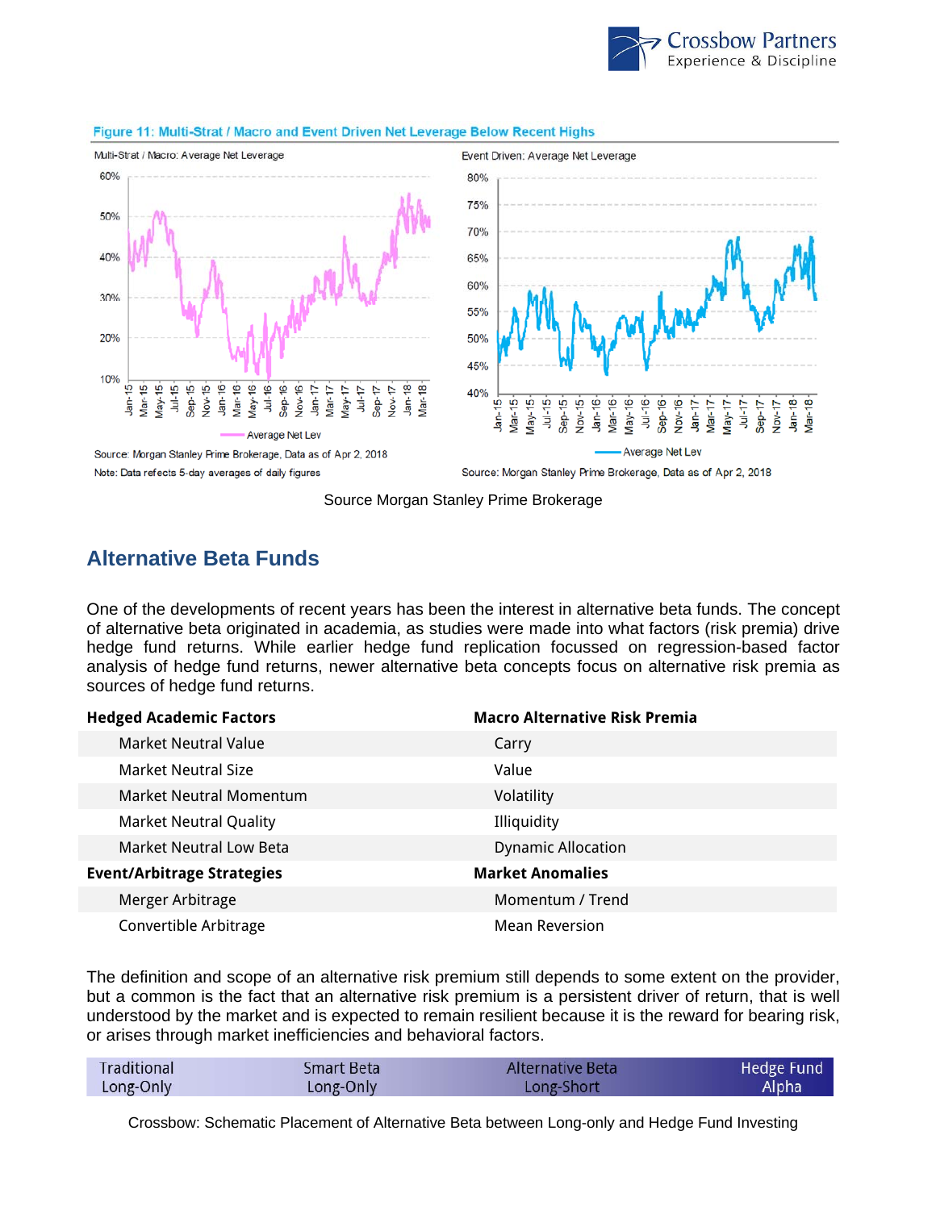Figure 11: Multi-Strat / Macro and Event Driven Net Leverage Below Recent Highs

Multi-Strat / Macro: Average Net Leverage

Source: Morgan Stanley Prime Brokerage, Data as of Apr 2, 2018

Note: Data refects 5-day averages of daily figures

Event Driven: Average Net Leverage

Source: Morgan Stanley Prime Brokerage, Data as of Apr 2, 2018

Source Morgan Stanley Prime Brokerage

## Alternative Beta Funds

One of the developments of recent years has been the interest in alternative beta funds. The concept of alternative beta originated in academia, as studies were made into what factors (risk premia) drive hedge fund returns. While earlier hedge fund replication focussed on regression-based factor analysis of hedge fund returns, newer alternative beta concepts focus on alternative risk premia as sources of hedge fund returns.

| Hedged Academic Factors | Macro Alternative Risk Premia |
| --- | --- |
| Market Neutral Value | Carry |
| Market Neutral Size | Value |
| Market Neutral Momentum | Volatility |
| Market Neutral Quality | Illiquidity |
| Market Neutral Low Beta | Dynamic Allocation |
| **Event/Arbitrage Strategies** | **Market Anomalies** |
| Merger Arbitrage | Momentum / Trend |
| Convertible Arbitrage | Mean Reversion |

The definition and scope of an alternative risk premium still depends to some extent on the provider, but a common is the fact that an alternative risk premium is a persistent driver of return, that is well understood by the market and is expected to remain resilient because it is the reward for bearing risk, or arises through market inefficiencies and behavioral factors.

| Traditional Long-Only | Smart Beta Long-Only | Alternative Beta Long-Short | Hedge Fund Alpha |
| --- | --- | --- | --- |

Crossbow: Schematic Placement of Alternative Beta between Long-only and Hedge Fund Investing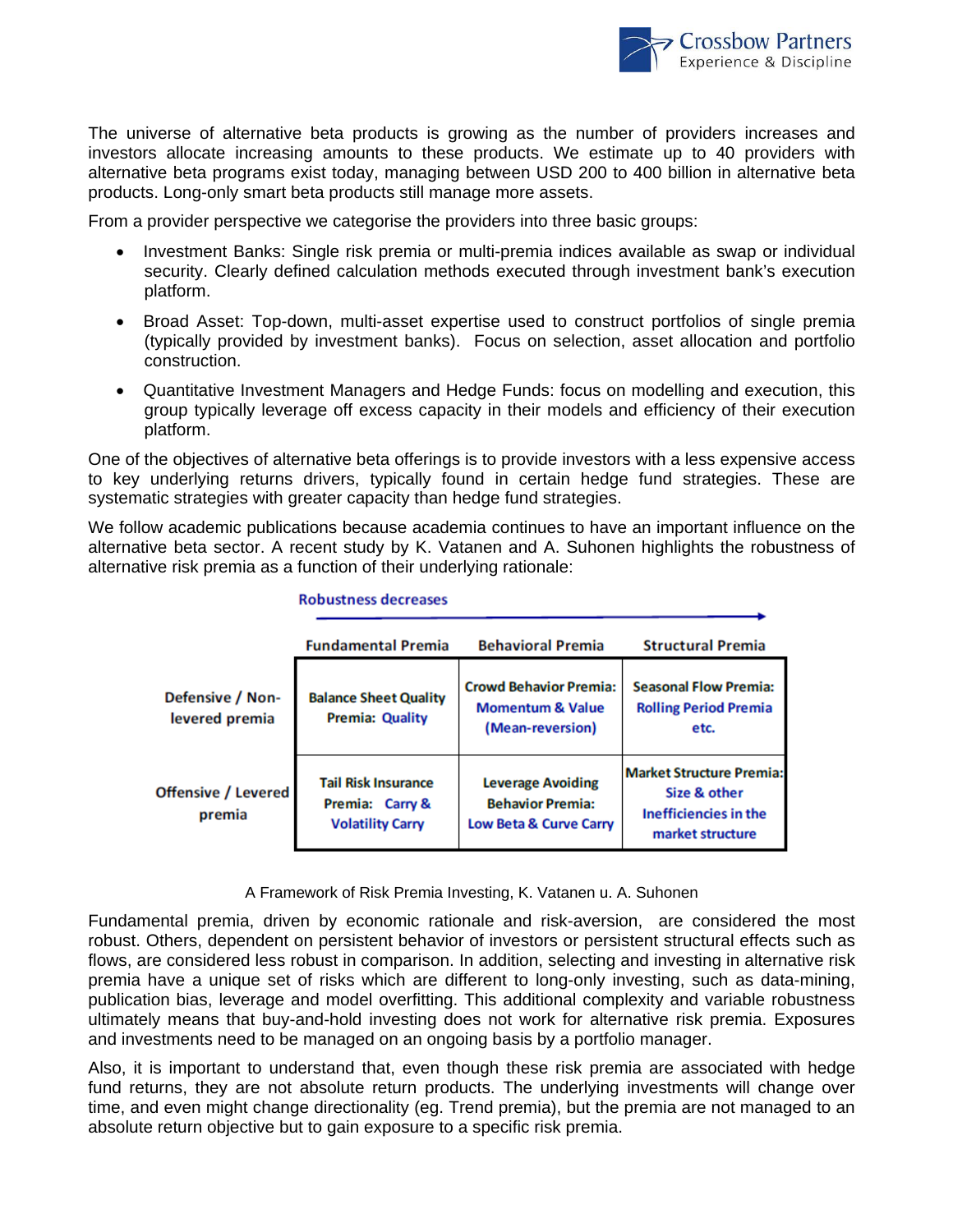The universe of alternative beta products is growing as the number of providers increases and investors allocate increasing amounts to these products. We estimate up to 40 providers with alternative beta programs exist today, managing between USD 200 to 400 billion in alternative beta products. Long-only smart beta products still manage more assets.

From a provider perspective we categorise the providers into three basic groups:

- Investment Banks: Single risk premia or multi-premia indices available as swap or individual security. Clearly defined calculation methods executed through investment bank's execution platform.
- Broad Asset: Top-down, multi-asset expertise used to construct portfolios of single premia (typically provided by investment banks). Focus on selection, asset allocation and portfolio construction.
- Quantitative Investment Managers and Hedge Funds: focus on modelling and execution, this group typically leverage off excess capacity in their models and efficiency of their execution platform.

One of the objectives of alternative beta offerings is to provide investors with a less expensive access to key underlying returns drivers, typically found in certain hedge fund strategies. These are systematic strategies with greater capacity than hedge fund strategies.

We follow academic publications because academia continues to have an important influence on the alternative beta sector. A recent study by K. Vatanen and A. Suhonen highlights the robustness of alternative risk premia as a function of their underlying rationale:

Robustness decreases →

| | Fundamental Premia | Behavioral Premia | Structural Premia |
|---|---|---|---|
| Defensive / Non-levered premia | Balance Sheet Quality Premia: Quality | Crowd Behavior Premia: Momentum & Value (Mean-reversion) | Seasonal Flow Premia: Rolling Period Premia etc. |
| Offensive / Levered premia | Tail Risk Insurance Premia: Carry & Volatility Carry | Leverage Avoiding Behavior Premia: Low Beta & Curve Carry | Market Structure Premia: Size & other Inefficiencies in the market structure |

A Framework of Risk Premia Investing, K. Vatanen u. A. Suhonen

Fundamental premia, driven by economic rationale and risk-aversion, are considered the most robust. Others, dependent on persistent behavior of investors or persistent structural effects such as flows, are considered less robust in comparison. In addition, selecting and investing in alternative risk premia have a unique set of risks which are different to long-only investing, such as data-mining, publication bias, leverage and model overfitting. This additional complexity and variable robustness ultimately means that buy-and-hold investing does not work for alternative risk premia. Exposures and investments need to be managed on an ongoing basis by a portfolio manager.

Also, it is important to understand that, even though these risk premia are associated with hedge fund returns, they are not absolute return products. The underlying investments will change over time, and even might change directionality (eg. Trend premia), but the premia are not managed to an absolute return objective but to gain exposure to a specific risk premia.